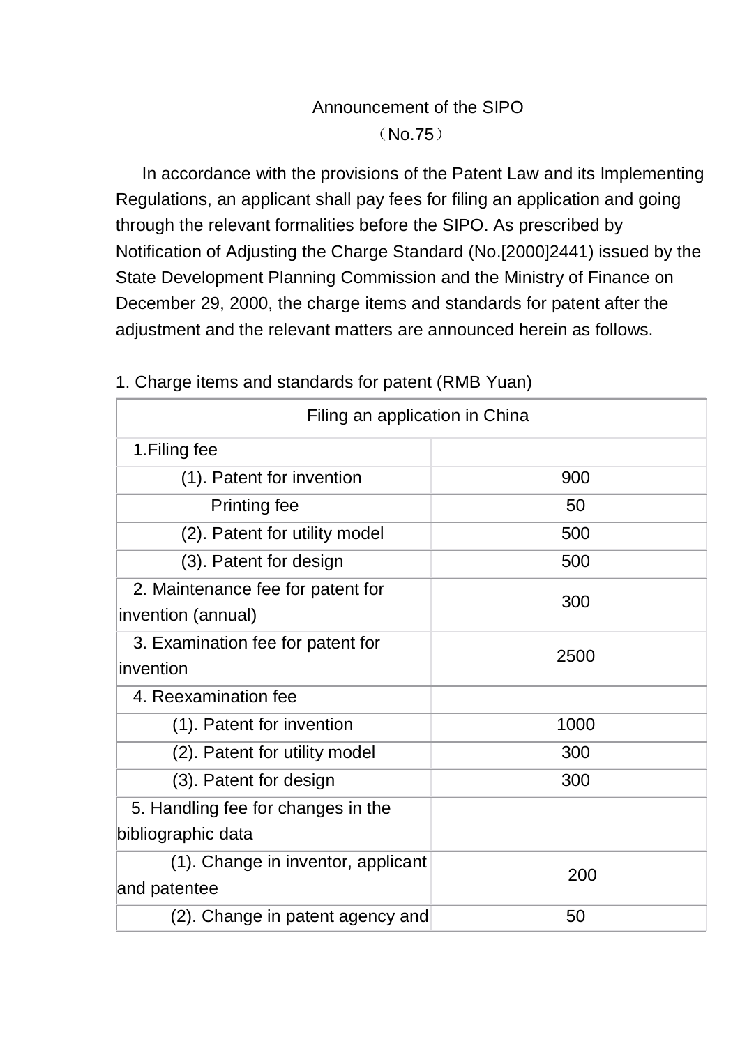Announcement of the SIPO

（No.75）

In accordance with the provisions of the Patent Law and its Implementing Regulations, an applicant shall pay fees for filing an application and going through the relevant formalities before the SIPO. As prescribed by Notification of Adjusting the Charge Standard (No.[2000]2441) issued by the State Development Planning Commission and the Ministry of Finance on December 29, 2000, the charge items and standards for patent after the adjustment and the relevant matters are announced herein as follows.

1. Charge items and standards for patent (RMB Yuan)

| Filing an application in China | |
|---|---|
| 1.Filing fee | |
| (1). Patent for invention | 900 |
| Printing fee | 50 |
| (2). Patent for utility model | 500 |
| (3). Patent for design | 500 |
| 2. Maintenance fee for patent for invention (annual) | 300 |
| 3. Examination fee for patent for invention | 2500 |
| 4. Reexamination fee | |
| (1). Patent for invention | 1000 |
| (2). Patent for utility model | 300 |
| (3). Patent for design | 300 |
| 5. Handling fee for changes in the bibliographic data | |
| (1). Change in inventor, applicant and patentee | 200 |
| (2). Change in patent agency and | 50 |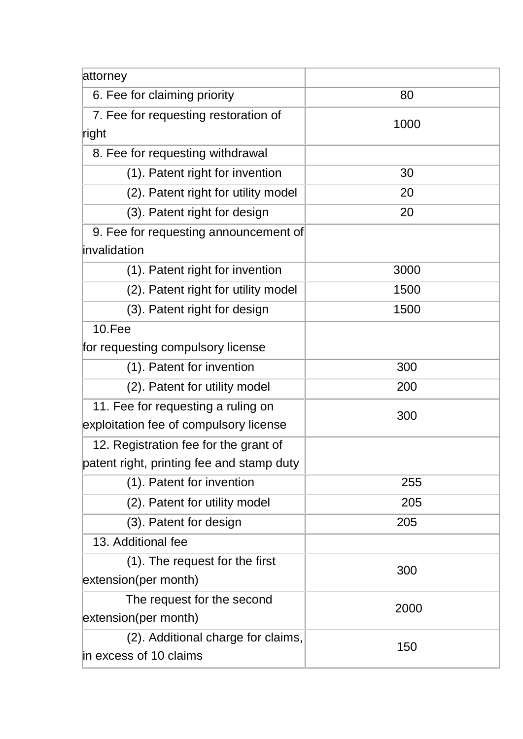| | |
|---|---|
| attorney | |
| 6. Fee for claiming priority | 80 |
| 7. Fee for requesting restoration of right | 1000 |
| 8. Fee for requesting withdrawal | |
| (1). Patent right for invention | 30 |
| (2). Patent right for utility model | 20 |
| (3). Patent right for design | 20 |
| 9. Fee for requesting announcement of invalidation | |
| (1). Patent right for invention | 3000 |
| (2). Patent right for utility model | 1500 |
| (3). Patent right for design | 1500 |
| 10.Fee for requesting compulsory license | |
| (1). Patent for invention | 300 |
| (2). Patent for utility model | 200 |
| 11. Fee for requesting a ruling on exploitation fee of compulsory license | 300 |
| 12. Registration fee for the grant of patent right, printing fee and stamp duty | |
| (1). Patent for invention | 255 |
| (2). Patent for utility model | 205 |
| (3). Patent for design | 205 |
| 13. Additional fee | |
| (1). The request for the first extension(per month) | 300 |
| The request for the second extension(per month) | 2000 |
| (2). Additional charge for claims, in excess of 10 claims | 150 |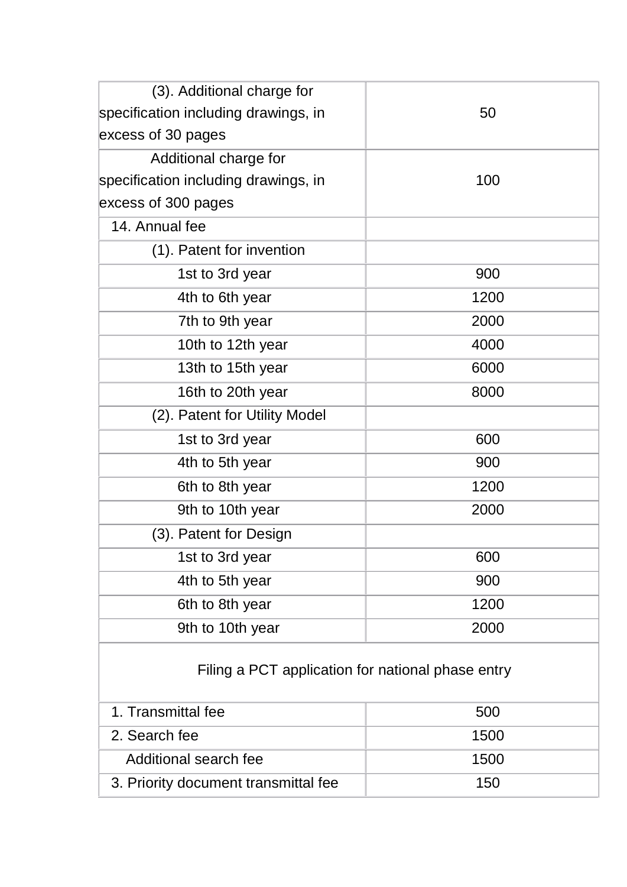| | |
|---|---|
| (3). Additional charge for specification including drawings, in excess of 30 pages | 50 |
| Additional charge for specification including drawings, in excess of 300 pages | 100 |
| 14. Annual fee | |
| (1). Patent for invention | |
| 1st to 3rd year | 900 |
| 4th to 6th year | 1200 |
| 7th to 9th year | 2000 |
| 10th to 12th year | 4000 |
| 13th to 15th year | 6000 |
| 16th to 20th year | 8000 |
| (2). Patent for Utility Model | |
| 1st to 3rd year | 600 |
| 4th to 5th year | 900 |
| 6th to 8th year | 1200 |
| 9th to 10th year | 2000 |
| (3). Patent for Design | |
| 1st to 3rd year | 600 |
| 4th to 5th year | 900 |
| 6th to 8th year | 1200 |
| 9th to 10th year | 2000 |
| Filing a PCT application for national phase entry | |
| 1. Transmittal fee | 500 |
| 2. Search fee | 1500 |
| Additional search fee | 1500 |
| 3. Priority document transmittal fee | 150 |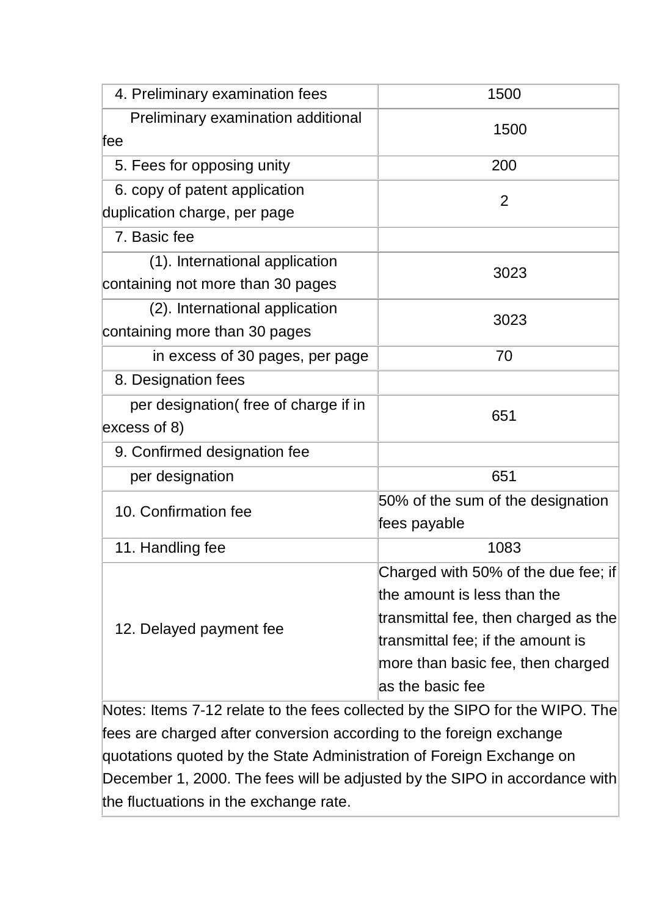| 4. Preliminary examination fees | 1500 |
|---|---|
| Preliminary examination additional fee | 1500 |
| 5. Fees for opposing unity | 200 |
| 6. copy of patent application duplication charge, per page | 2 |
| 7. Basic fee | |
| (1). International application containing not more than 30 pages | 3023 |
| (2). International application containing more than 30 pages | 3023 |
| in excess of 30 pages, per page | 70 |
| 8. Designation fees | |
| per designation( free of charge if in excess of 8) | 651 |
| 9. Confirmed designation fee | |
| per designation | 651 |
| 10. Confirmation fee | 50% of the sum of the designation fees payable |
| 11. Handling fee | 1083 |
| 12. Delayed payment fee | Charged with 50% of the due fee; if the amount is less than the transmittal fee, then charged as the transmittal fee; if the amount is more than basic fee, then charged as the basic fee |
| Notes: Items 7-12 relate to the fees collected by the SIPO for the WIPO. The fees are charged after conversion according to the foreign exchange quotations quoted by the State Administration of Foreign Exchange on December 1, 2000. The fees will be adjusted by the SIPO in accordance with the fluctuations in the exchange rate. | |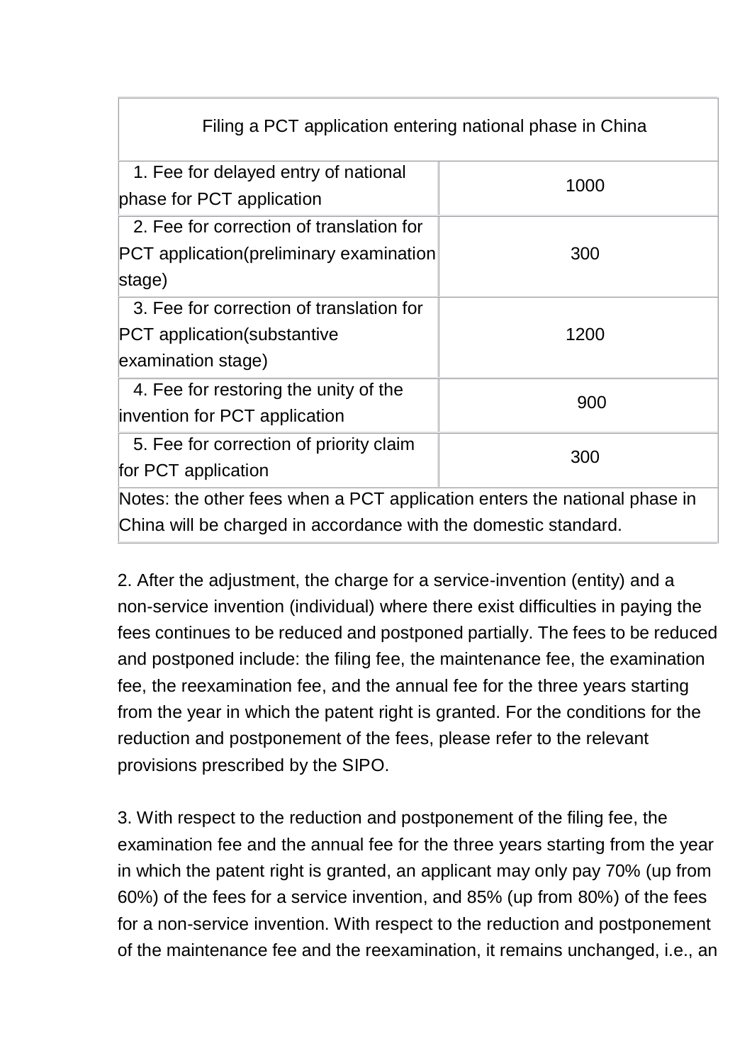| Filing a PCT application entering national phase in China | |
|---|---|
| 1. Fee for delayed entry of national phase for PCT application | 1000 |
| 2. Fee for correction of translation for PCT application(preliminary examination stage) | 300 |
| 3. Fee for correction of translation for PCT application(substantive examination stage) | 1200 |
| 4. Fee for restoring the unity of the invention for PCT application | 900 |
| 5. Fee for correction of priority claim for PCT application | 300 |
| Notes: the other fees when a PCT application enters the national phase in China will be charged in accordance with the domestic standard. | |

2. After the adjustment, the charge for a service-invention (entity) and a non-service invention (individual) where there exist difficulties in paying the fees continues to be reduced and postponed partially. The fees to be reduced and postponed include: the filing fee, the maintenance fee, the examination fee, the reexamination fee, and the annual fee for the three years starting from the year in which the patent right is granted. For the conditions for the reduction and postponement of the fees, please refer to the relevant provisions prescribed by the SIPO.

3. With respect to the reduction and postponement of the filing fee, the examination fee and the annual fee for the three years starting from the year in which the patent right is granted, an applicant may only pay 70% (up from 60%) of the fees for a service invention, and 85% (up from 80%) of the fees for a non-service invention. With respect to the reduction and postponement of the maintenance fee and the reexamination, it remains unchanged, i.e., an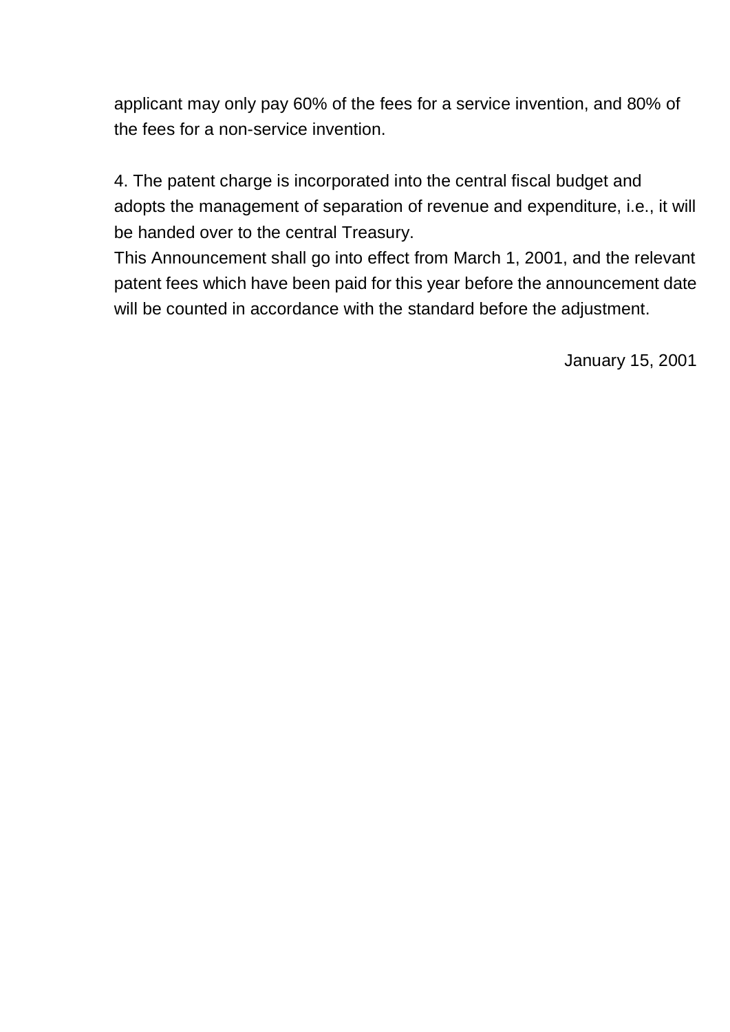applicant may only pay 60% of the fees for a service invention, and 80% of the fees for a non-service invention.

4. The patent charge is incorporated into the central fiscal budget and adopts the management of separation of revenue and expenditure, i.e., it will be handed over to the central Treasury.

This Announcement shall go into effect from March 1, 2001, and the relevant patent fees which have been paid for this year before the announcement date will be counted in accordance with the standard before the adjustment.

January 15, 2001